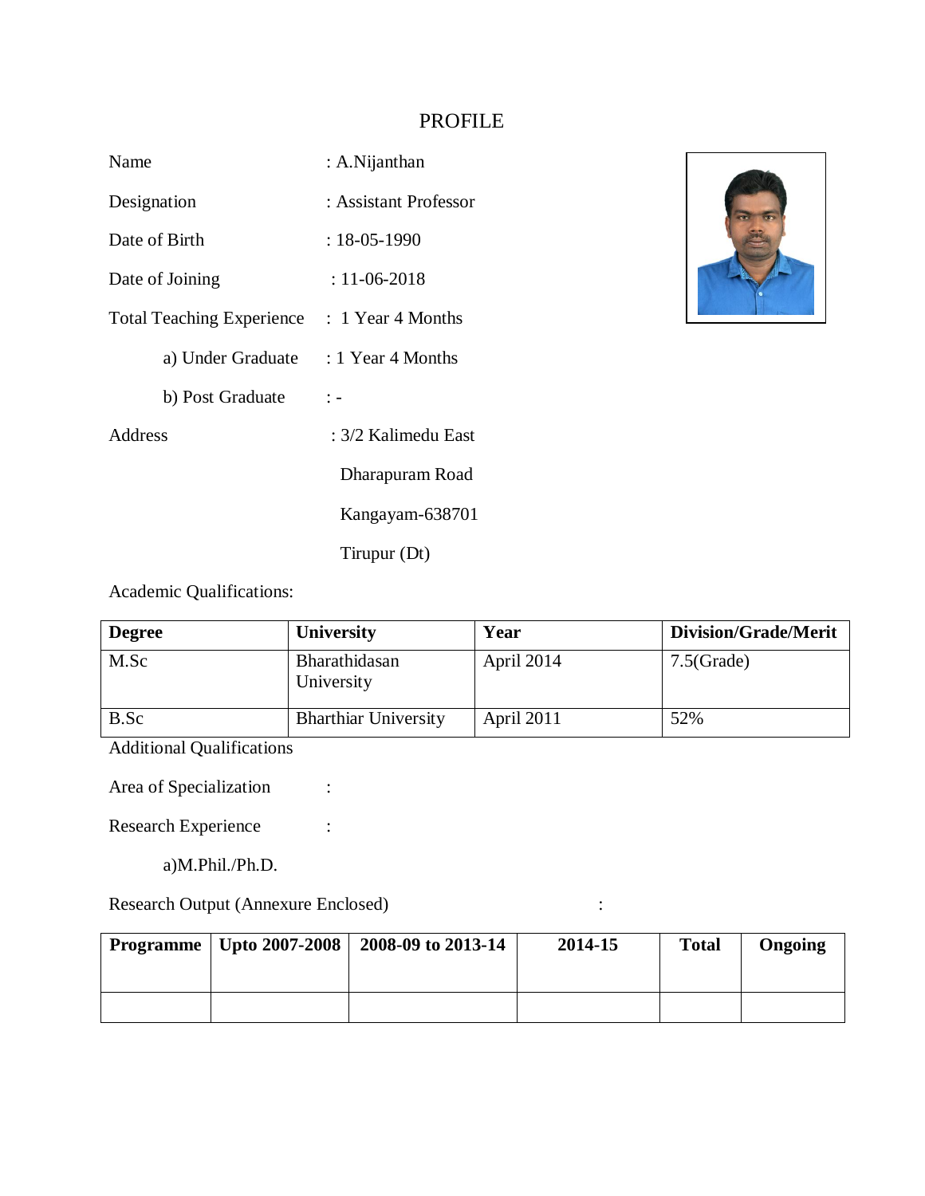# PROFILE

Name : A.Nijanthan

Designation : Assistant Professor

Date of Birth : 18-05-1990

Date of Joining : 11-06-2018

Total Teaching Experience : 1 Year 4 Months

a) Under Graduate : 1 Year 4 Months

b) Post Graduate : -

Address : 3/2 Kalimedu East
Dharapuram Road
Kangayam-638701
Tirupur (Dt)

Academic Qualifications:

| Degree | University | Year | Division/Grade/Merit |
|---|---|---|---|
| M.Sc | Bharathidasan University | April 2014 | 7.5(Grade) |
| B.Sc | Bharthiar University | April 2011 | 52% |

Additional Qualifications

Area of Specialization :

Research Experience :

a)M.Phil./Ph.D.

Research Output (Annexure Enclosed) :

| Programme | Upto 2007-2008 | 2008-09 to 2013-14 | 2014-15 | Total | Ongoing |
|---|---|---|---|---|---|
| | | | | | |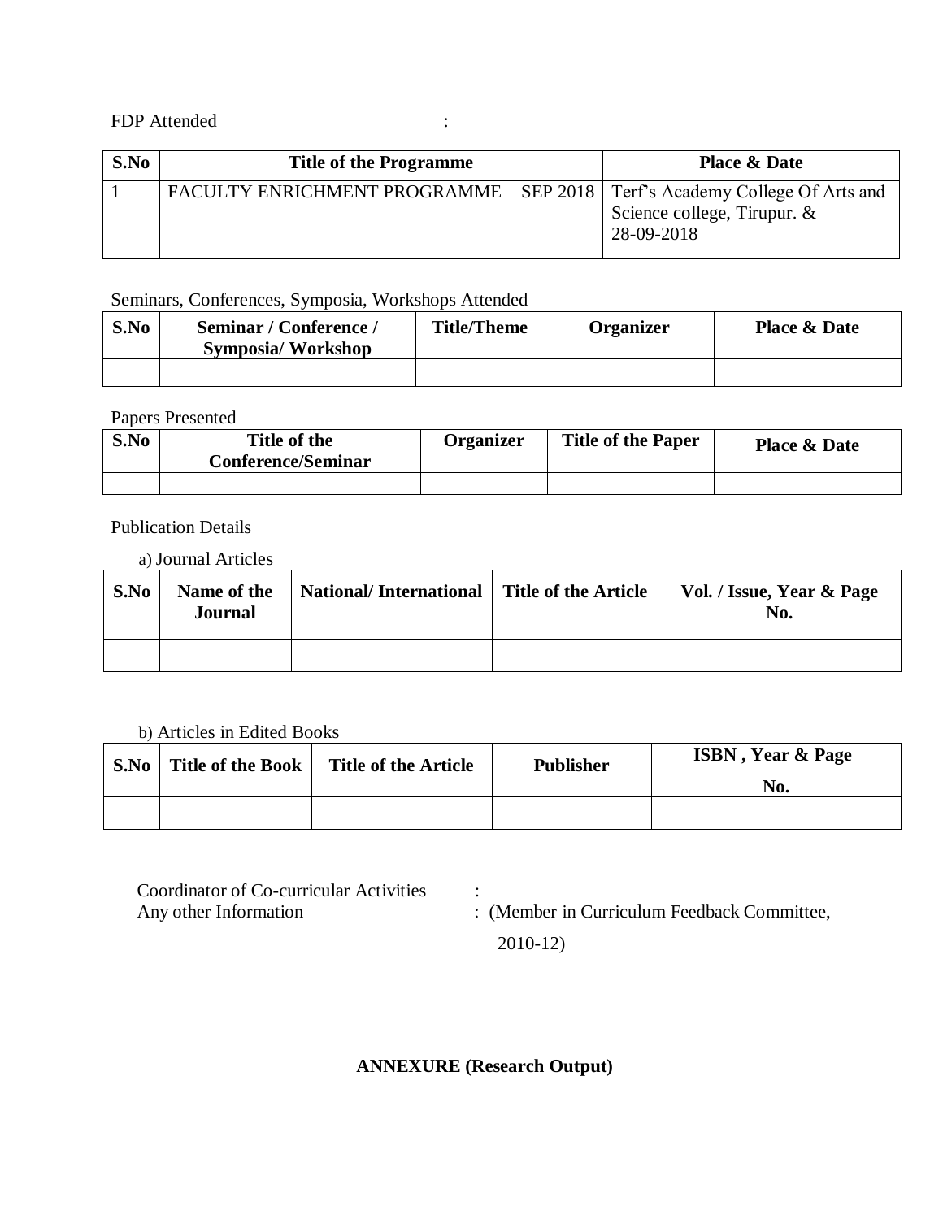FDP Attended :

| S.No | Title of the Programme | Place & Date |
| --- | --- | --- |
| 1 | FACULTY ENRICHMENT PROGRAMME – SEP 2018 | Terf's Academy College Of Arts and Science college, Tirupur. & 28-09-2018 |

Seminars, Conferences, Symposia, Workshops Attended

| S.No | Seminar / Conference / Symposia/ Workshop | Title/Theme | Organizer | Place & Date |
| --- | --- | --- | --- | --- |
| | | | | |

Papers Presented

| S.No | Title of the Conference/Seminar | Organizer | Title of the Paper | Place & Date |
| --- | --- | --- | --- | --- |
| | | | | |

Publication Details

a) Journal Articles

| S.No | Name of the Journal | National/ International | Title of the Article | Vol. / Issue, Year & Page No. |
| --- | --- | --- | --- | --- |
| | | | | |

b) Articles in Edited Books

| S.No | Title of the Book | Title of the Article | Publisher | ISBN , Year & Page No. |
| --- | --- | --- | --- | --- |
| | | | | |

Coordinator of Co-curricular Activities :

Any other Information : (Member in Curriculum Feedback Committee, 2010-12)

**ANNEXURE (Research Output)**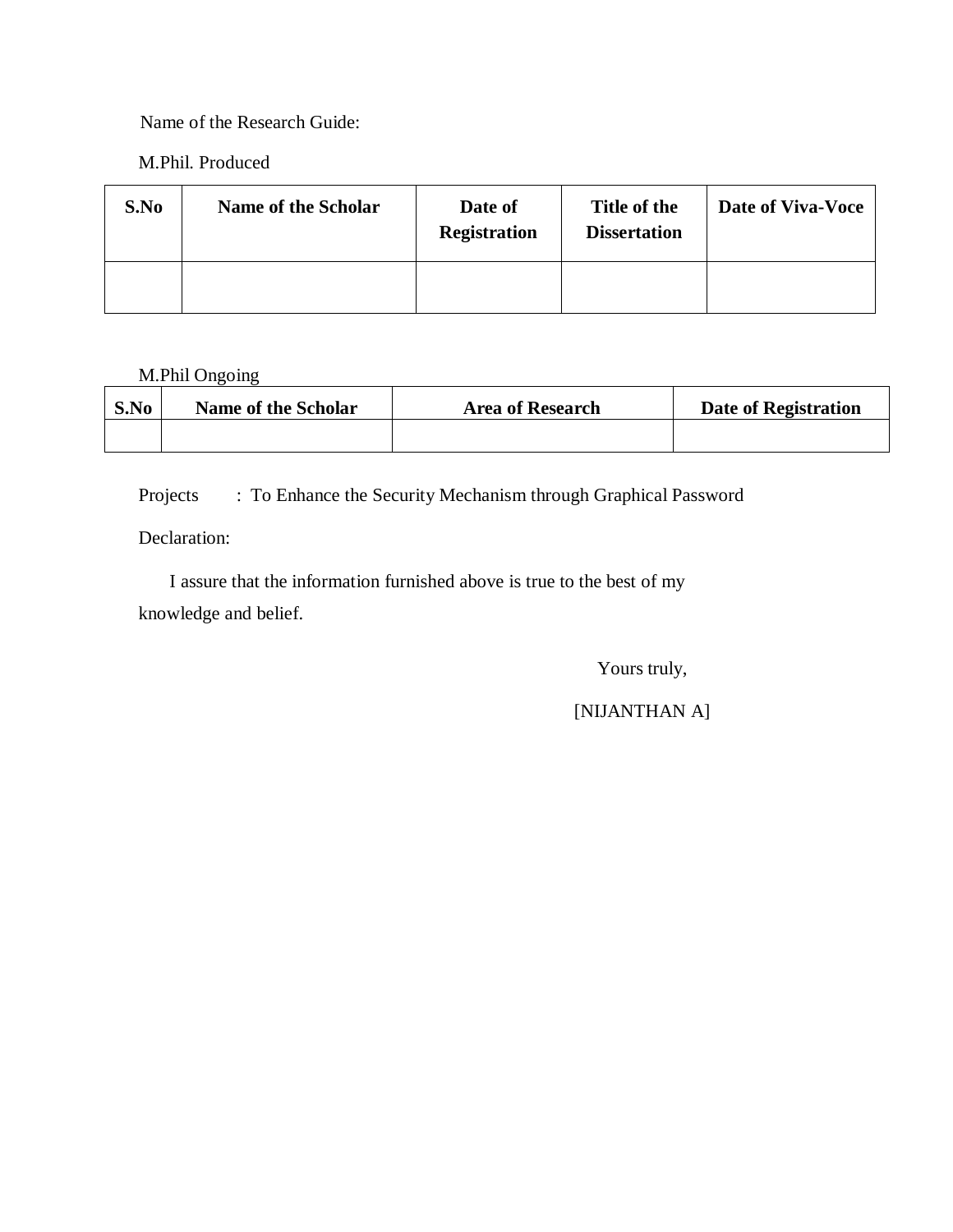Name of the Research Guide:

M.Phil. Produced

| S.No | Name of the Scholar | Date of Registration | Title of the Dissertation | Date of Viva-Voce |
| --- | --- | --- | --- | --- |
| | | | | |

M.Phil Ongoing

| S.No | Name of the Scholar | Area of Research | Date of Registration |
| --- | --- | --- | --- |
| | | | |

Projects : To Enhance the Security Mechanism through Graphical Password

Declaration:

I assure that the information furnished above is true to the best of my knowledge and belief.

Yours truly,

[NIJANTHAN A]